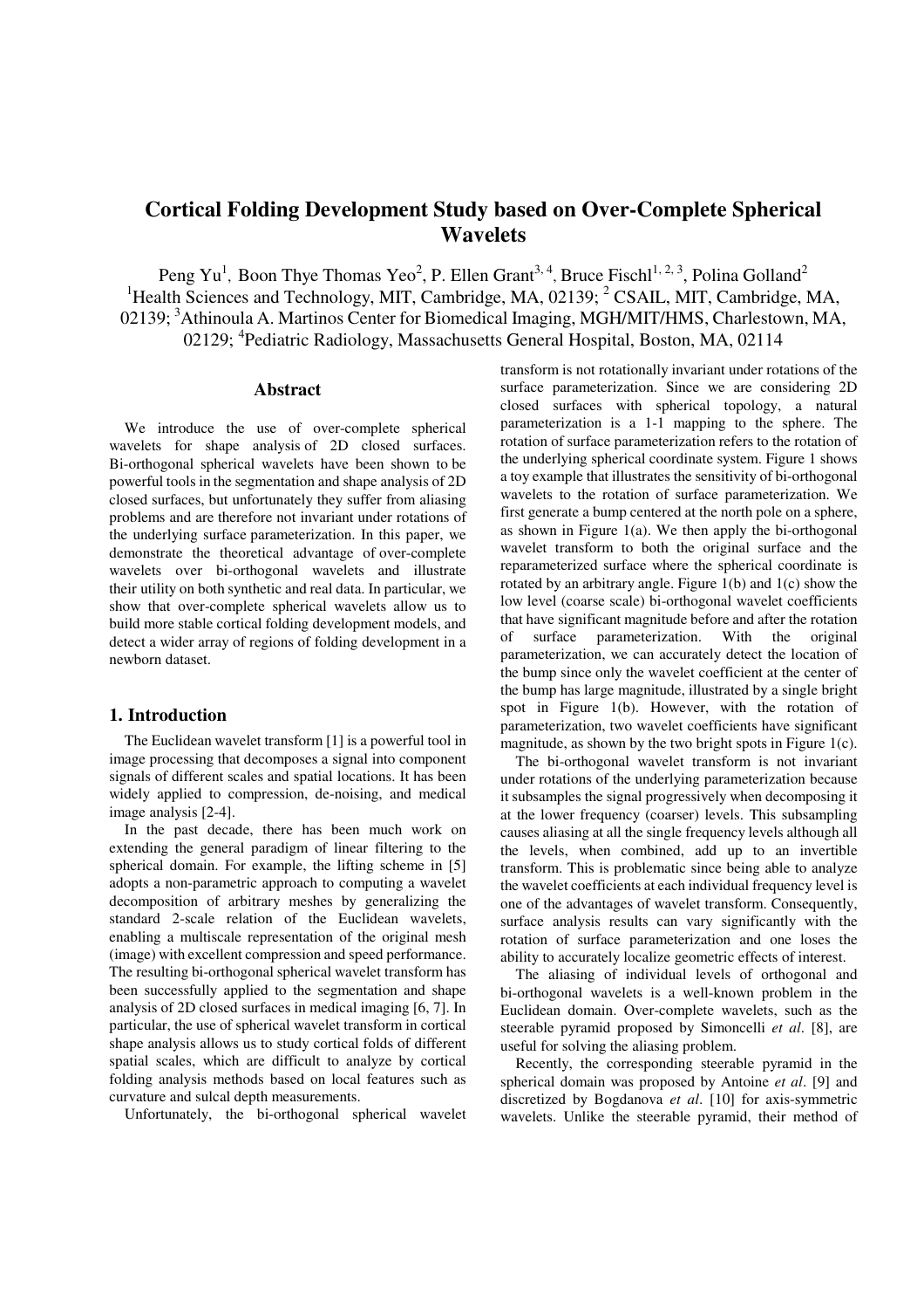# Cortical Folding Development Study based on Over-Complete Spherical Wavelets

Peng Yu[1], Boon Thye Thomas Yeo[2], P. Ellen Grant[3, 4], Bruce Fischl[1, 2, 3], Polina Golland[2]
[1]Health Sciences and Technology, MIT, Cambridge, MA, 02139; [2] CSAIL, MIT, Cambridge, MA, 02139; [3]Athinoula A. Martinos Center for Biomedical Imaging, MGH/MIT/HMS, Charlestown, MA, 02129; [4]Pediatric Radiology, Massachusetts General Hospital, Boston, MA, 02114

## Abstract

We introduce the use of over-complete spherical wavelets for shape analysis of 2D closed surfaces. Bi-orthogonal spherical wavelets have been shown to be powerful tools in the segmentation and shape analysis of 2D closed surfaces, but unfortunately they suffer from aliasing problems and are therefore not invariant under rotations of the underlying surface parameterization. In this paper, we demonstrate the theoretical advantage of over-complete wavelets over bi-orthogonal wavelets and illustrate their utility on both synthetic and real data. In particular, we show that over-complete spherical wavelets allow us to build more stable cortical folding development models, and detect a wider array of regions of folding development in a newborn dataset.

## 1. Introduction

The Euclidean wavelet transform [1] is a powerful tool in image processing that decomposes a signal into component signals of different scales and spatial locations. It has been widely applied to compression, de-noising, and medical image analysis [2-4].

In the past decade, there has been much work on extending the general paradigm of linear filtering to the spherical domain. For example, the lifting scheme in [5] adopts a non-parametric approach to computing a wavelet decomposition of arbitrary meshes by generalizing the standard 2-scale relation of the Euclidean wavelets, enabling a multiscale representation of the original mesh (image) with excellent compression and speed performance. The resulting bi-orthogonal spherical wavelet transform has been successfully applied to the segmentation and shape analysis of 2D closed surfaces in medical imaging [6, 7]. In particular, the use of spherical wavelet transform in cortical shape analysis allows us to study cortical folds of different spatial scales, which are difficult to analyze by cortical folding analysis methods based on local features such as curvature and sulcal depth measurements.

Unfortunately, the bi-orthogonal spherical wavelet transform is not rotationally invariant under rotations of the surface parameterization. Since we are considering 2D closed surfaces with spherical topology, a natural parameterization is a 1-1 mapping to the sphere. The rotation of surface parameterization refers to the rotation of the underlying spherical coordinate system. Figure 1 shows a toy example that illustrates the sensitivity of bi-orthogonal wavelets to the rotation of surface parameterization. We first generate a bump centered at the north pole on a sphere, as shown in Figure 1(a). We then apply the bi-orthogonal wavelet transform to both the original surface and the reparameterized surface where the spherical coordinate is rotated by an arbitrary angle. Figure 1(b) and 1(c) show the low level (coarse scale) bi-orthogonal wavelet coefficients that have significant magnitude before and after the rotation of surface parameterization. With the original parameterization, we can accurately detect the location of the bump since only the wavelet coefficient at the center of the bump has large magnitude, illustrated by a single bright spot in Figure 1(b). However, with the rotation of parameterization, two wavelet coefficients have significant magnitude, as shown by the two bright spots in Figure 1(c).

The bi-orthogonal wavelet transform is not invariant under rotations of the underlying parameterization because it subsamples the signal progressively when decomposing it at the lower frequency (coarser) levels. This subsampling causes aliasing at all the single frequency levels although all the levels, when combined, add up to an invertible transform. This is problematic since being able to analyze the wavelet coefficients at each individual frequency level is one of the advantages of wavelet transform. Consequently, surface analysis results can vary significantly with the rotation of surface parameterization and one loses the ability to accurately localize geometric effects of interest.

The aliasing of individual levels of orthogonal and bi-orthogonal wavelets is a well-known problem in the Euclidean domain. Over-complete wavelets, such as the steerable pyramid proposed by Simoncelli *et al*. [8], are useful for solving the aliasing problem.

Recently, the corresponding steerable pyramid in the spherical domain was proposed by Antoine *et al*. [9] and discretized by Bogdanova *et al*. [10] for axis-symmetric wavelets. Unlike the steerable pyramid, their method of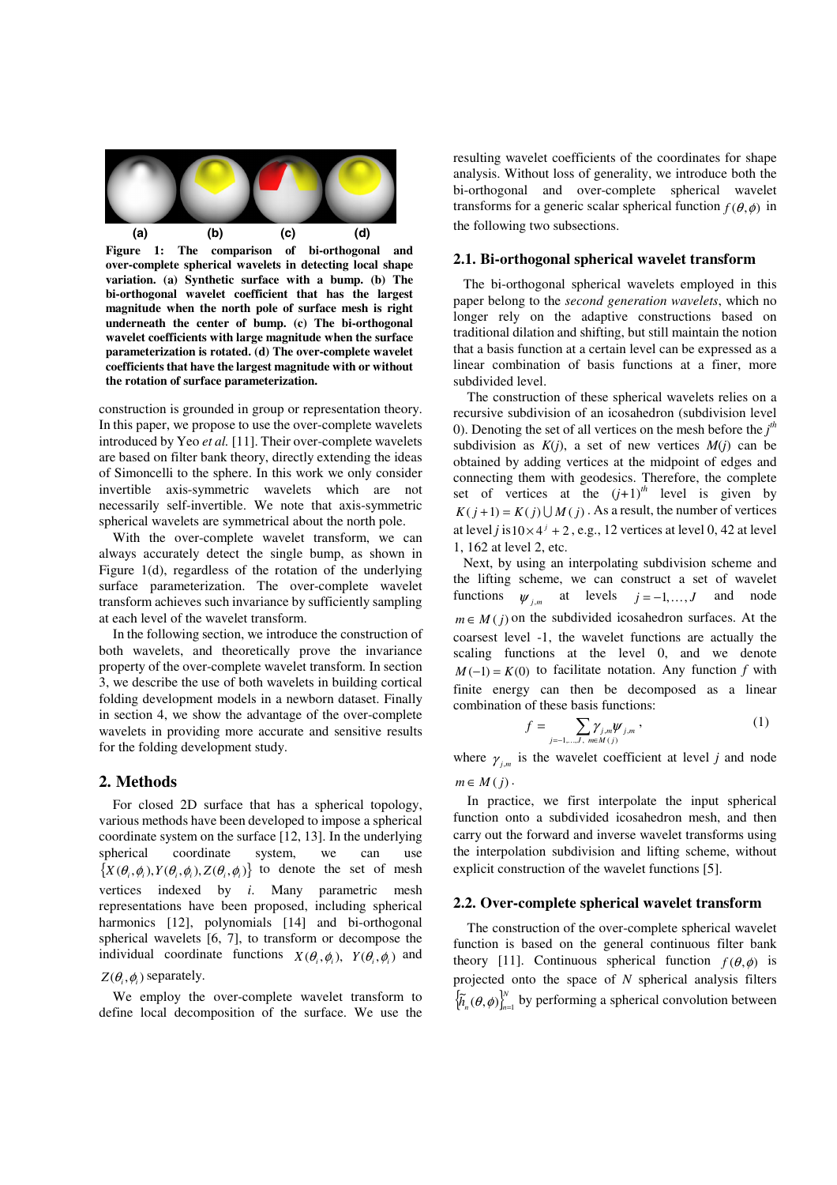(a) (b) (c) (d)

**Figure 1: The comparison of bi-orthogonal and over-complete spherical wavelets in detecting local shape variation. (a) Synthetic surface with a bump. (b) The bi-orthogonal wavelet coefficient that has the largest magnitude when the north pole of surface mesh is right underneath the center of bump. (c) The bi-orthogonal wavelet coefficients with large magnitude when the surface parameterization is rotated. (d) The over-complete wavelet coefficients that have the largest magnitude with or without the rotation of surface parameterization.**

construction is grounded in group or representation theory. In this paper, we propose to use the over-complete wavelets introduced by Yeo *et al.* [11]. Their over-complete wavelets are based on filter bank theory, directly extending the ideas of Simoncelli to the sphere. In this work we only consider invertible axis-symmetric wavelets which are not necessarily self-invertible. We note that axis-symmetric spherical wavelets are symmetrical about the north pole.

With the over-complete wavelet transform, we can always accurately detect the single bump, as shown in Figure 1(d), regardless of the rotation of the underlying surface parameterization. The over-complete wavelet transform achieves such invariance by sufficiently sampling at each level of the wavelet transform.

In the following section, we introduce the construction of both wavelets, and theoretically prove the invariance property of the over-complete wavelet transform. In section 3, we describe the use of both wavelets in building cortical folding development models in a newborn dataset. Finally in section 4, we show the advantage of the over-complete wavelets in providing more accurate and sensitive results for the folding development study.

## 2. Methods

For closed 2D surface that has a spherical topology, various methods have been developed to impose a spherical coordinate system on the surface [12, 13]. In the underlying spherical coordinate system, we can use $\{X(\theta_i,\phi_i), Y(\theta_i,\phi_i), Z(\theta_i,\phi_i)\}$ to denote the set of mesh vertices indexed by *i*. Many parametric mesh representations have been proposed, including spherical harmonics [12], polynomials [14] and bi-orthogonal spherical wavelets [6, 7], to transform or decompose the individual coordinate functions $X(\theta_i,\phi_i)$, $Y(\theta_i,\phi_i)$ and $Z(\theta_i,\phi_i)$ separately.

We employ the over-complete wavelet transform to define local decomposition of the surface. We use the resulting wavelet coefficients of the coordinates for shape analysis. Without loss of generality, we introduce both the bi-orthogonal and over-complete spherical wavelet transforms for a generic scalar spherical function $f(\theta,\phi)$ in the following two subsections.

### 2.1. Bi-orthogonal spherical wavelet transform

The bi-orthogonal spherical wavelets employed in this paper belong to the *second generation wavelets*, which no longer rely on the adaptive constructions based on traditional dilation and shifting, but still maintain the notion that a basis function at a certain level can be expressed as a linear combination of basis functions at a finer, more subdivided level.

The construction of these spherical wavelets relies on a recursive subdivision of an icosahedron (subdivision level 0). Denoting the set of all vertices on the mesh before the $j^{th}$ subdivision as *K*(*j*), a set of new vertices *M*(*j*) can be obtained by adding vertices at the midpoint of edges and connecting them with geodesics. Therefore, the complete set of vertices at the $(j+1)^{th}$ level is given by $K(j+1) = K(j) \cup M(j)$. As a result, the number of vertices at level *j* is $10\times 4^j + 2$, e.g., 12 vertices at level 0, 42 at level 1, 162 at level 2, etc.

Next, by using an interpolating subdivision scheme and the lifting scheme, we can construct a set of wavelet functions $\psi_{j,m}$ at levels $j = -1,\ldots,J$ and node $m \in M(j)$ on the subdivided icosahedron surfaces. At the coarsest level -1, the wavelet functions are actually the scaling functions at the level 0, and we denote $M(-1) = K(0)$ to facilitate notation. Any function $f$ with finite energy can then be decomposed as a linear combination of these basis functions:

$$f = \sum_{j=-1,\ldots,J,\ m\in M(j)} \gamma_{j,m}\psi_{j,m}, \tag{1}$$

where $\gamma_{j,m}$ is the wavelet coefficient at level *j* and node $m \in M(j)$.

In practice, we first interpolate the input spherical function onto a subdivided icosahedron mesh, and then carry out the forward and inverse wavelet transforms using the interpolation subdivision and lifting scheme, without explicit construction of the wavelet functions [5].

### 2.2. Over-complete spherical wavelet transform

The construction of the over-complete spherical wavelet function is based on the general continuous filter bank theory [11]. Continuous spherical function $f(\theta,\phi)$ is projected onto the space of *N* spherical analysis filters $\{\tilde{h}_n(\theta,\phi)\}_{n=1}^{N}$ by performing a spherical convolution between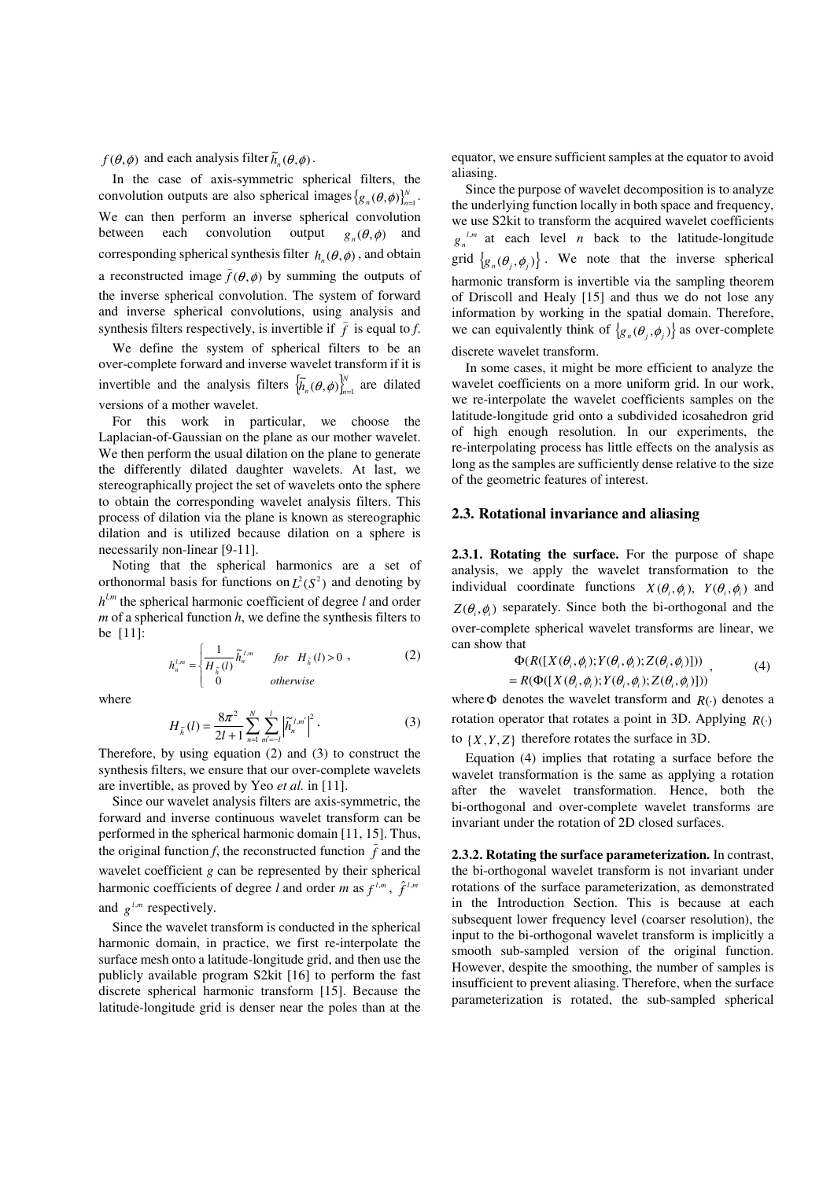$f(\theta,\phi)$ and each analysis filter $\tilde{h}_n(\theta,\phi)$.

In the case of axis-symmetric spherical filters, the convolution outputs are also spherical images $\{g_n(\theta,\phi)\}_{n=1}^{N}$. We can then perform an inverse spherical convolution between each convolution output $g_n(\theta,\phi)$ and corresponding spherical synthesis filter $h_n(\theta,\phi)$, and obtain a reconstructed image $\hat{f}(\theta,\phi)$ by summing the outputs of the inverse spherical convolution. The system of forward and inverse spherical convolutions, using analysis and synthesis filters respectively, is invertible if $\hat{f}$ is equal to $f$.

We define the system of spherical filters to be an over-complete forward and inverse wavelet transform if it is invertible and the analysis filters $\{\tilde{h}_n(\theta,\phi)\}_{n=1}^{N}$ are dilated versions of a mother wavelet.

For this work in particular, we choose the Laplacian-of-Gaussian on the plane as our mother wavelet. We then perform the usual dilation on the plane to generate the differently dilated daughter wavelets. At last, we stereographically project the set of wavelets onto the sphere to obtain the corresponding wavelet analysis filters. This process of dilation via the plane is known as stereographic dilation and is utilized because dilation on a sphere is necessarily non-linear [9-11].

Noting that the spherical harmonics are a set of orthonormal basis for functions on $L^2(S^2)$ and denoting by $h^{l,m}$ the spherical harmonic coefficient of degree $l$ and order $m$ of a spherical function $h$, we define the synthesis filters to be [11]:

$$h_n^{l,m} = \begin{cases} \dfrac{1}{H_{\tilde{h}}(l)}\tilde{h}_n^{l,m} & for \quad H_{\tilde{h}}(l) > 0 \\ 0 & otherwise \end{cases}, \tag{2}$$

where

$$H_{\tilde{h}}(l) = \frac{8\pi^2}{2l+1}\sum_{n=1}^{N}\sum_{m'=-l}^{l}\left|\tilde{h}_n^{l,m'}\right|^2. \tag{3}$$

Therefore, by using equation (2) and (3) to construct the synthesis filters, we ensure that our over-complete wavelets are invertible, as proved by Yeo *et al.* in [11].

Since our wavelet analysis filters are axis-symmetric, the forward and inverse continuous wavelet transform can be performed in the spherical harmonic domain [11, 15]. Thus, the original function $f$, the reconstructed function $\hat{f}$ and the wavelet coefficient $g$ can be represented by their spherical harmonic coefficients of degree $l$ and order $m$ as $f^{l,m}$, $\hat{f}^{l,m}$ and $g^{l,m}$ respectively.

Since the wavelet transform is conducted in the spherical harmonic domain, in practice, we first re-interpolate the surface mesh onto a latitude-longitude grid, and then use the publicly available program S2kit [16] to perform the fast discrete spherical harmonic transform [15]. Because the latitude-longitude grid is denser near the poles than at the equator, we ensure sufficient samples at the equator to avoid aliasing.

Since the purpose of wavelet decomposition is to analyze the underlying function locally in both space and frequency, we use S2kit to transform the acquired wavelet coefficients $g_n^{\,l,m}$ at each level $n$ back to the latitude-longitude grid $\{g_n(\theta_j,\phi_j)\}$. We note that the inverse spherical harmonic transform is invertible via the sampling theorem of Driscoll and Healy [15] and thus we do not lose any information by working in the spatial domain. Therefore, we can equivalently think of $\{g_n(\theta_j,\phi_j)\}$ as over-complete discrete wavelet transform.

In some cases, it might be more efficient to analyze the wavelet coefficients on a more uniform grid. In our work, we re-interpolate the wavelet coefficients samples on the latitude-longitude grid onto a subdivided icosahedron grid of high enough resolution. In our experiments, the re-interpolating process has little effects on the analysis as long as the samples are sufficiently dense relative to the size of the geometric features of interest.

## 2.3. Rotational invariance and aliasing

**2.3.1. Rotating the surface.** For the purpose of shape analysis, we apply the wavelet transformation to the individual coordinate functions $X(\theta_i,\phi_i)$, $Y(\theta_i,\phi_i)$ and $Z(\theta_i,\phi_i)$ separately. Since both the bi-orthogonal and the over-complete spherical wavelet transforms are linear, we can show that

$$\begin{aligned}&\Phi(R([X(\theta_i,\phi_i);Y(\theta_i,\phi_i);Z(\theta_i,\phi_i)]))\\&=R(\Phi([X(\theta_i,\phi_i);Y(\theta_i,\phi_i);Z(\theta_i,\phi_i)]))\end{aligned}, \tag{4}$$

where $\Phi$ denotes the wavelet transform and $R(\cdot)$ denotes a rotation operator that rotates a point in 3D. Applying $R(\cdot)$ to $\{X,Y,Z\}$ therefore rotates the surface in 3D.

Equation (4) implies that rotating a surface before the wavelet transformation is the same as applying a rotation after the wavelet transformation. Hence, both the bi-orthogonal and over-complete wavelet transforms are invariant under the rotation of 2D closed surfaces.

**2.3.2. Rotating the surface parameterization.** In contrast, the bi-orthogonal wavelet transform is not invariant under rotations of the surface parameterization, as demonstrated in the Introduction Section. This is because at each subsequent lower frequency level (coarser resolution), the input to the bi-orthogonal wavelet transform is implicitly a smooth sub-sampled version of the original function. However, despite the smoothing, the number of samples is insufficient to prevent aliasing. Therefore, when the surface parameterization is rotated, the sub-sampled spherical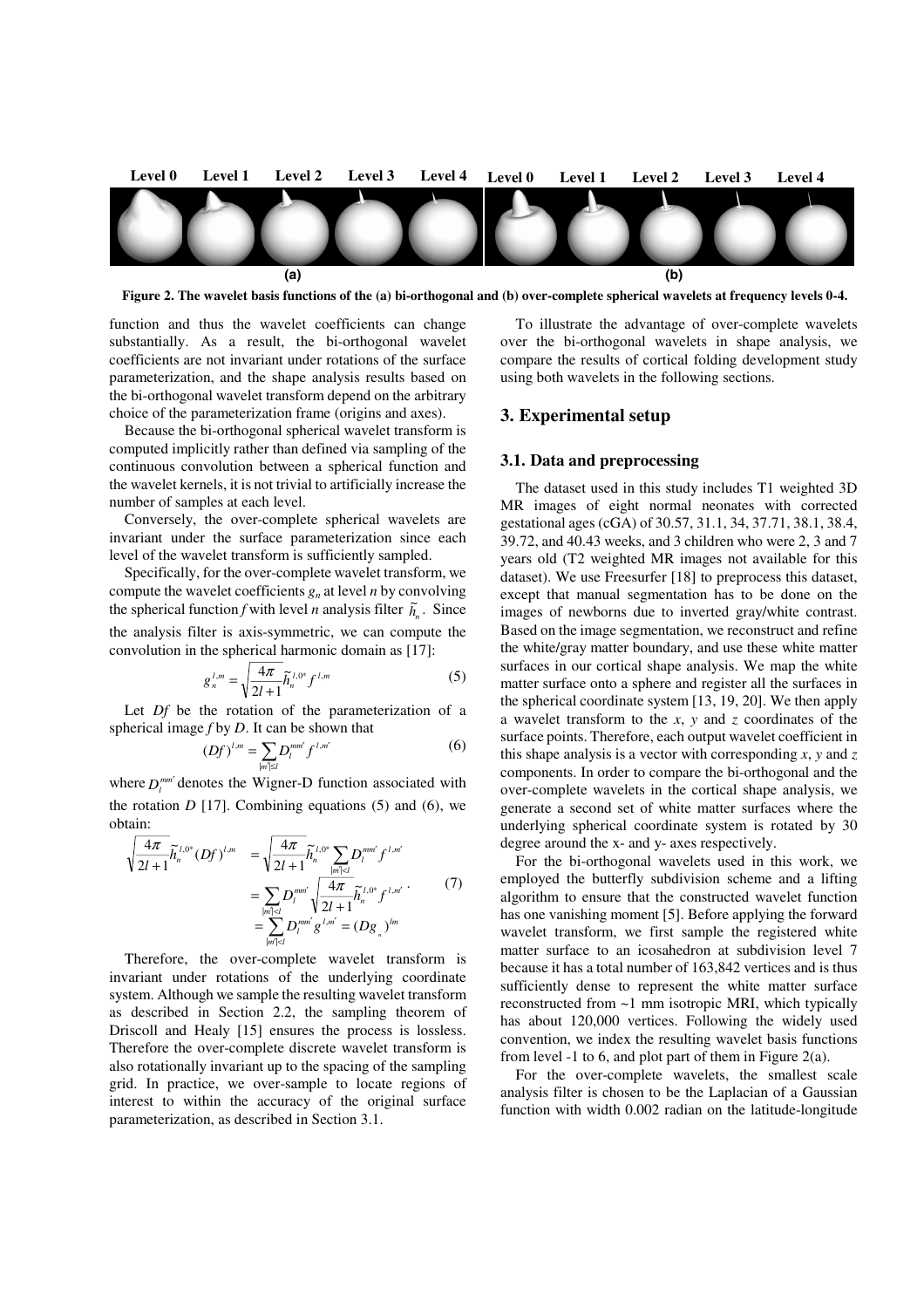Level 0 Level 1 Level 2 Level 3 Level 4 Level 0 Level 1 Level 2 Level 3 Level 4

(a) (b)

**Figure 2. The wavelet basis functions of the (a) bi-orthogonal and (b) over-complete spherical wavelets at frequency levels 0-4.**

function and thus the wavelet coefficients can change substantially. As a result, the bi-orthogonal wavelet coefficients are not invariant under rotations of the surface parameterization, and the shape analysis results based on the bi-orthogonal wavelet transform depend on the arbitrary choice of the parameterization frame (origins and axes).

Because the bi-orthogonal spherical wavelet transform is computed implicitly rather than defined via sampling of the continuous convolution between a spherical function and the wavelet kernels, it is not trivial to artificially increase the number of samples at each level.

Conversely, the over-complete spherical wavelets are invariant under the surface parameterization since each level of the wavelet transform is sufficiently sampled.

Specifically, for the over-complete wavelet transform, we compute the wavelet coefficients $g_n$ at level $n$ by convolving the spherical function $f$ with level $n$ analysis filter $\tilde{h}_n$. Since the analysis filter is axis-symmetric, we can compute the convolution in the spherical harmonic domain as [17]:

$$g_n^{l,m} = \sqrt{\frac{4\pi}{2l+1}} \tilde{h}_n^{l,0*} f^{l,m} \tag{5}$$

Let $Df$ be the rotation of the parameterization of a spherical image $f$ by $D$. It can be shown that

$$(Df)^{l,m} = \sum_{|m'| \le l} D_l^{mm'} f^{l,m'} \tag{6}$$

where $D_l^{mm'}$ denotes the Wigner-D function associated with the rotation $D$ [17]. Combining equations (5) and (6), we obtain:

$$\begin{aligned} \sqrt{\frac{4\pi}{2l+1}} \tilde{h}_n^{l,0*} (Df)^{l,m} &= \sqrt{\frac{4\pi}{2l+1}} \tilde{h}_n^{l,0*} \sum_{|m'|<l} D_l^{mm'} f^{l,m'} \\ &= \sum_{|m'|<l} D_l^{mm'} \sqrt{\frac{4\pi}{2l+1}} \tilde{h}_n^{l,0*} f^{l,m'} \\ &= \sum_{|m'|<l} D_l^{mm'} g^{l,m'} = (Dg_n)^{lm} \end{aligned} \tag{7}$$

Therefore, the over-complete wavelet transform is invariant under rotations of the underlying coordinate system. Although we sample the resulting wavelet transform as described in Section 2.2, the sampling theorem of Driscoll and Healy [15] ensures the process is lossless. Therefore the over-complete discrete wavelet transform is also rotationally invariant up to the spacing of the sampling grid. In practice, we over-sample to locate regions of interest to within the accuracy of the original surface parameterization, as described in Section 3.1.

To illustrate the advantage of over-complete wavelets over the bi-orthogonal wavelets in shape analysis, we compare the results of cortical folding development study using both wavelets in the following sections.

## 3. Experimental setup

### 3.1. Data and preprocessing

The dataset used in this study includes T1 weighted 3D MR images of eight normal neonates with corrected gestational ages (cGA) of 30.57, 31.1, 34, 37.71, 38.1, 38.4, 39.72, and 40.43 weeks, and 3 children who were 2, 3 and 7 years old (T2 weighted MR images not available for this dataset). We use Freesurfer [18] to preprocess this dataset, except that manual segmentation has to be done on the images of newborns due to inverted gray/white contrast. Based on the image segmentation, we reconstruct and refine the white/gray matter boundary, and use these white matter surfaces in our cortical shape analysis. We map the white matter surface onto a sphere and register all the surfaces in the spherical coordinate system [13, 19, 20]. We then apply a wavelet transform to the $x$, $y$ and $z$ coordinates of the surface points. Therefore, each output wavelet coefficient in this shape analysis is a vector with corresponding $x$, $y$ and $z$ components. In order to compare the bi-orthogonal and the over-complete wavelets in the cortical shape analysis, we generate a second set of white matter surfaces where the underlying spherical coordinate system is rotated by 30 degree around the x- and y- axes respectively.

For the bi-orthogonal wavelets used in this work, we employed the butterfly subdivision scheme and a lifting algorithm to ensure that the constructed wavelet function has one vanishing moment [5]. Before applying the forward wavelet transform, we first sample the registered white matter surface to an icosahedron at subdivision level 7 because it has a total number of 163,842 vertices and is thus sufficiently dense to represent the white matter surface reconstructed from ~1 mm isotropic MRI, which typically has about 120,000 vertices. Following the widely used convention, we index the resulting wavelet basis functions from level -1 to 6, and plot part of them in Figure 2(a).

For the over-complete wavelets, the smallest scale analysis filter is chosen to be the Laplacian of a Gaussian function with width 0.002 radian on the latitude-longitude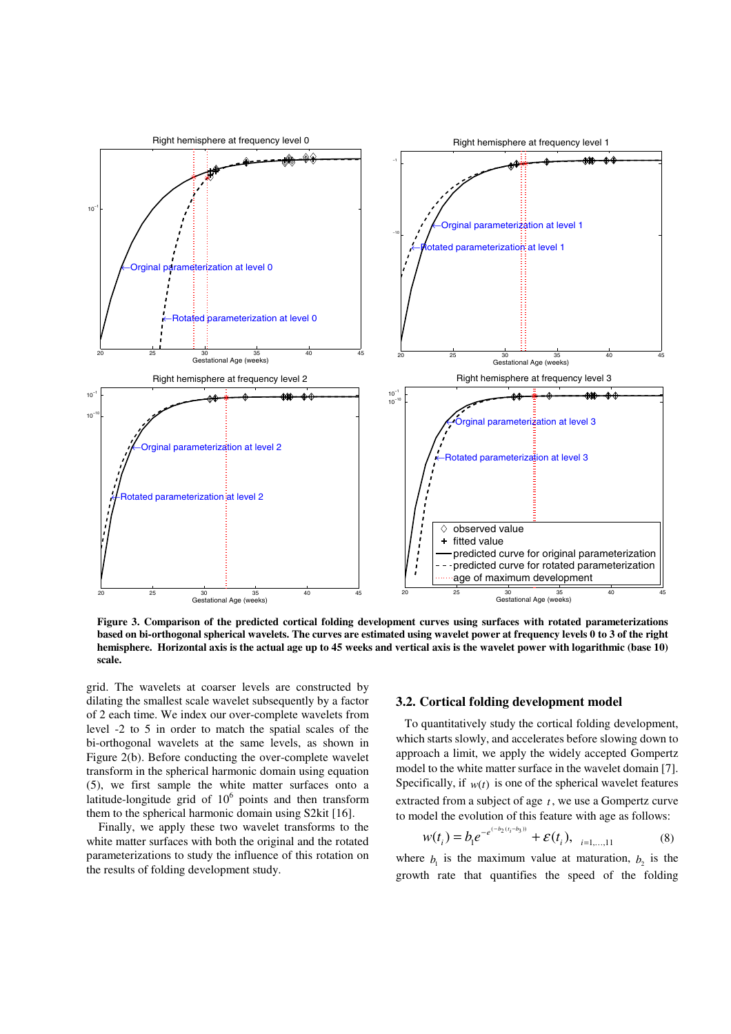**Figure 3. Comparison of the predicted cortical folding development curves using surfaces with rotated parameterizations based on bi-orthogonal spherical wavelets. The curves are estimated using wavelet power at frequency levels 0 to 3 of the right hemisphere. Horizontal axis is the actual age up to 45 weeks and vertical axis is the wavelet power with logarithmic (base 10) scale.**

grid. The wavelets at coarser levels are constructed by dilating the smallest scale wavelet subsequently by a factor of 2 each time. We index our over-complete wavelets from level -2 to 5 in order to match the spatial scales of the bi-orthogonal wavelets at the same levels, as shown in Figure 2(b). Before conducting the over-complete wavelet transform in the spherical harmonic domain using equation (5), we first sample the white matter surfaces onto a latitude-longitude grid of $10^6$ points and then transform them to the spherical harmonic domain using S2kit [16].

Finally, we apply these two wavelet transforms to the white matter surfaces with both the original and the rotated parameterizations to study the influence of this rotation on the results of folding development study.

### 3.2. Cortical folding development model

To quantitatively study the cortical folding development, which starts slowly, and accelerates before slowing down to approach a limit, we apply the widely accepted Gompertz model to the white matter surface in the wavelet domain [7]. Specifically, if $w(t)$ is one of the spherical wavelet features extracted from a subject of age $t$, we use a Gompertz curve to model the evolution of this feature with age as follows:

$$w(t_i) = b_1 e^{-e^{(-b_2(t_i - b_3))}} + \varepsilon(t_i), \quad {}_{i=1,\ldots,11} \tag{8}$$

where $b_1$ is the maximum value at maturation, $b_2$ is the growth rate that quantifies the speed of the folding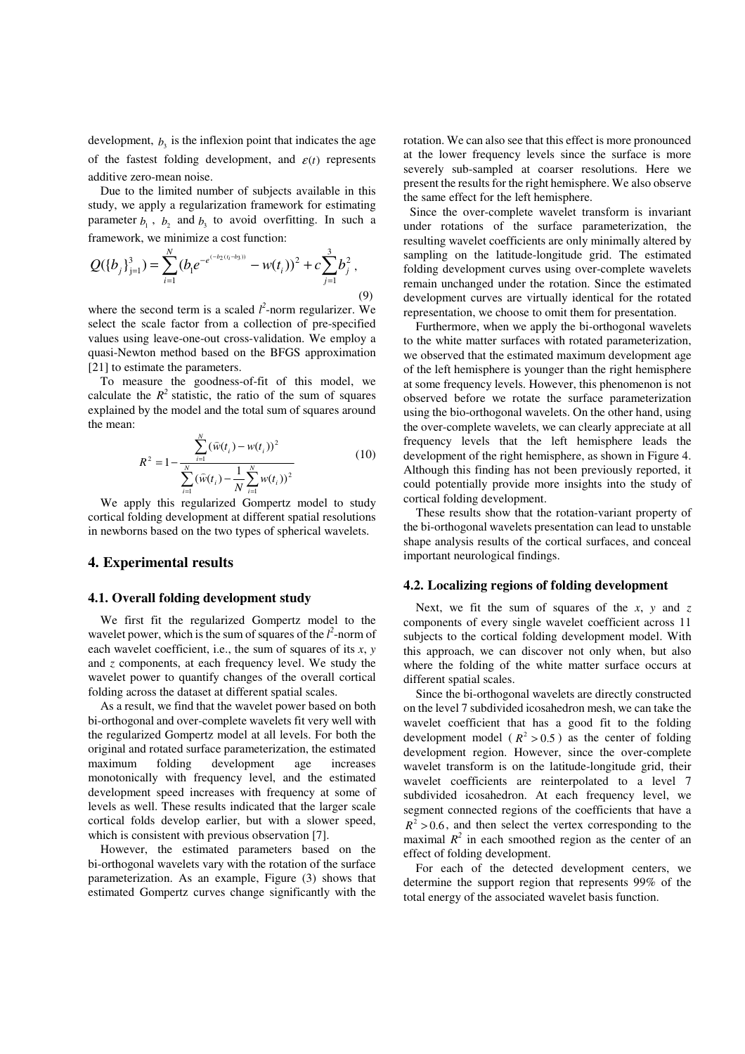development, $b_3$ is the inflexion point that indicates the age of the fastest folding development, and $\varepsilon(t)$ represents additive zero-mean noise.

Due to the limited number of subjects available in this study, we apply a regularization framework for estimating parameter $b_1$, $b_2$ and $b_3$ to avoid overfitting. In such a framework, we minimize a cost function:

$$Q(\{b_j\}_{j=1}^{3}) = \sum_{i=1}^{N} (b_1 e^{-e^{(-b_2(t_i - b_3))}} - w(t_i))^2 + c\sum_{j=1}^{3} b_j^2 \, , \tag{9}$$

where the second term is a scaled $l^2$-norm regularizer. We select the scale factor from a collection of pre-specified values using leave-one-out cross-validation. We employ a quasi-Newton method based on the BFGS approximation [21] to estimate the parameters.

To measure the goodness-of-fit of this model, we calculate the $R^2$ statistic, the ratio of the sum of squares explained by the model and the total sum of squares around the mean:

$$R^2 = 1 - \frac{\sum_{i=1}^{N} (\widehat{w}(t_i) - w(t_i))^2}{\sum_{i=1}^{N} (\widehat{w}(t_i) - \frac{1}{N}\sum_{i=1}^{N} w(t_i))^2} \tag{10}$$

We apply this regularized Gompertz model to study cortical folding development at different spatial resolutions in newborns based on the two types of spherical wavelets.

## 4. Experimental results

### 4.1. Overall folding development study

We first fit the regularized Gompertz model to the wavelet power, which is the sum of squares of the $l^2$-norm of each wavelet coefficient, i.e., the sum of squares of its *x*, *y* and *z* components, at each frequency level. We study the wavelet power to quantify changes of the overall cortical folding across the dataset at different spatial scales.

As a result, we find that the wavelet power based on both bi-orthogonal and over-complete wavelets fit very well with the regularized Gompertz model at all levels. For both the original and rotated surface parameterization, the estimated maximum folding development age increases monotonically with frequency level, and the estimated development speed increases with frequency at some of levels as well. These results indicated that the larger scale cortical folds develop earlier, but with a slower speed, which is consistent with previous observation [7].

However, the estimated parameters based on the bi-orthogonal wavelets vary with the rotation of the surface parameterization. As an example, Figure (3) shows that estimated Gompertz curves change significantly with the rotation. We can also see that this effect is more pronounced at the lower frequency levels since the surface is more severely sub-sampled at coarser resolutions. Here we present the results for the right hemisphere. We also observe the same effect for the left hemisphere.

Since the over-complete wavelet transform is invariant under rotations of the surface parameterization, the resulting wavelet coefficients are only minimally altered by sampling on the latitude-longitude grid. The estimated folding development curves using over-complete wavelets remain unchanged under the rotation. Since the estimated development curves are virtually identical for the rotated representation, we choose to omit them for presentation.

Furthermore, when we apply the bi-orthogonal wavelets to the white matter surfaces with rotated parameterization, we observed that the estimated maximum development age of the left hemisphere is younger than the right hemisphere at some frequency levels. However, this phenomenon is not observed before we rotate the surface parameterization using the bio-orthogonal wavelets. On the other hand, using the over-complete wavelets, we can clearly appreciate at all frequency levels that the left hemisphere leads the development of the right hemisphere, as shown in Figure 4. Although this finding has not been previously reported, it could potentially provide more insights into the study of cortical folding development.

These results show that the rotation-variant property of the bi-orthogonal wavelets presentation can lead to unstable shape analysis results of the cortical surfaces, and conceal important neurological findings.

### 4.2. Localizing regions of folding development

Next, we fit the sum of squares of the *x*, *y* and *z* components of every single wavelet coefficient across 11 subjects to the cortical folding development model. With this approach, we can discover not only when, but also where the folding of the white matter surface occurs at different spatial scales.

Since the bi-orthogonal wavelets are directly constructed on the level 7 subdivided icosahedron mesh, we can take the wavelet coefficient that has a good fit to the folding development model ($R^2 > 0.5$) as the center of folding development region. However, since the over-complete wavelet transform is on the latitude-longitude grid, their wavelet coefficients are reinterpolated to a level 7 subdivided icosahedron. At each frequency level, we segment connected regions of the coefficients that have a $R^2 > 0.6$, and then select the vertex corresponding to the maximal $R^2$ in each smoothed region as the center of an effect of folding development.

For each of the detected development centers, we determine the support region that represents 99% of the total energy of the associated wavelet basis function.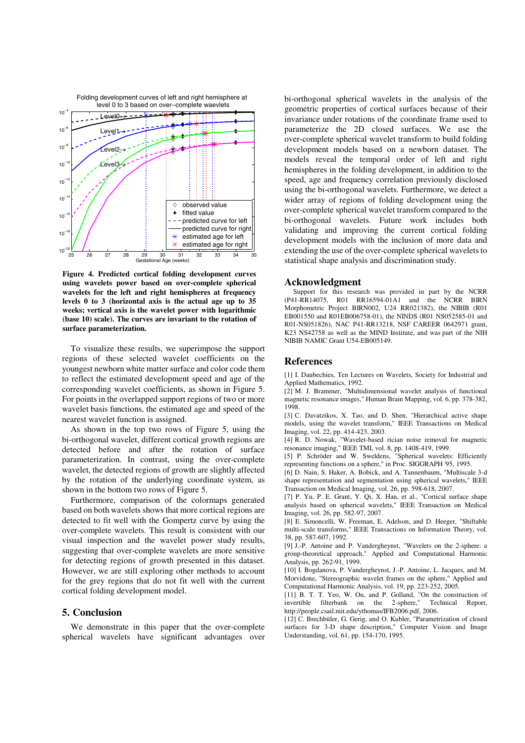Folding development curves of left and right hemisphere at level 0 to 3 based on over–complete waevlets

$10^{-4}$
$10^{-6}$
$10^{-8}$
$10^{-10}$
$10^{-12}$
$10^{-14}$
$10^{-16}$
$10^{-18}$
$10^{-20}$

Level0→
Level1→
Level2→
Level3→

◇ observed value
+ fitted value
- - - predicted curve for left
—— predicted curve for right
✳ estimated age for left
✕ estimated age for right

25 26 27 28 29 30 31 32 33 34 35
Gestational Age (weeks)

**Figure 4. Predicted cortical folding development curves using wavelets power based on over-complete spherical wavelets for the left and right hemispheres at frequency levels 0 to 3 (horizontal axis is the actual age up to 35 weeks; vertical axis is the wavelet power with logarithmic (base 10) scale). The curves are invariant to the rotation of surface parameterization.**

To visualize these results, we superimpose the support regions of these selected wavelet coefficients on the youngest newborn white matter surface and color code them to reflect the estimated development speed and age of the corresponding wavelet coefficients, as shown in Figure 5. For points in the overlapped support regions of two or more wavelet basis functions, the estimated age and speed of the nearest wavelet function is assigned.

As shown in the top two rows of Figure 5, using the bi-orthogonal wavelet, different cortical growth regions are detected before and after the rotation of surface parameterization. In contrast, using the over-complete wavelet, the detected regions of growth are slightly affected by the rotation of the underlying coordinate system, as shown in the bottom two rows of Figure 5.

Furthermore, comparison of the colormaps generated based on both wavelets shows that more cortical regions are detected to fit well with the Gompertz curve by using the over-complete wavelets. This result is consistent with our visual inspection and the wavelet power study results, suggesting that over-complete wavelets are more sensitive for detecting regions of growth presented in this dataset. However, we are still exploring other methods to account for the grey regions that do not fit well with the current cortical folding development model.

## 5. Conclusion

We demonstrate in this paper that the over-complete spherical wavelets have significant advantages over bi-orthogonal spherical wavelets in the analysis of the geometric properties of cortical surfaces because of their invariance under rotations of the coordinate frame used to parametrize the 2D closed surfaces. We use the over-complete spherical wavelet transform to build folding development models based on a newborn dataset. The models reveal the temporal order of left and right hemispheres in the folding development, in addition to the speed, age and frequency correlation previously disclosed using the bi-orthogonal wavelets. Furthermore, we detect a wider array of regions of folding development using the over-complete spherical wavelet transform compared to the bi-orthogonal wavelets. Future work includes both validating and improving the current cortical folding development models with the inclusion of more data and extending the use of the over-complete spherical wavelets to statistical shape analysis and discrimination study.

## Acknowledgment

Support for this research was provided in part by the NCRR (P41-RR14075, R01 RR16594-01A1 and the NCRR BIRN Morphometric Project BIRN002, U24 RR021382), the NIBIB (R01 EB001550 and R01EB006758-01), the NINDS (R01 NS052585-01 and R01-NS051826), NAC P41-RR13218, NSF CAREER 0642971 grant, K23 NS42758 as well as the MIND Institute, and was part of the NIH NIBIB NAMIC Grant U54-EB005149.

## References

[1] I. Daubechies, Ten Lectures on Wavelets, Society for Industrial and Applied Mathematics, 1992.

[2] M. J. Brammer, "Multidimensional wavelet analysis of functional magnetic resonance images," Human Brain Mapping, vol. 6, pp. 378-382, 1998.

[3] C. Davatzikos, X. Tao, and D. Shen, "Hierarchical active shape models, using the wavelet transform," IEEE Transactions on Medical Imaging, vol. 22, pp. 414-423, 2003.

[4] R. D. Nowak, "Wavelet-based rician noise removal for magnetic resonance imaging," IEEE TMI, vol. 8, pp. 1408-419, 1999.

[5] P. Schröder and W. Sweldens, "Spherical wavelets: Efficiently representing functions on a sphere," in Proc. SIGGRAPH '95, 1995.

[6] D. Nain, S. Haker, A. Bobick, and A. Tannenbaum, "Multiscale 3-d shape representation and segmentation using spherical wavelets," IEEE Transaction on Medical Imaging, vol. 26, pp. 598-618, 2007.

[7] P. Yu, P. E. Grant, Y. Qi, X. Han, et al., "Cortical surface shape analysis based on spherical wavelets," IEEE Transaction on Medical Imaging, vol. 26, pp. 582-97, 2007.

[8] E. Simoncelli, W. Freeman, E. Adelson, and D. Heeger, "Shiftable multi-scale transforms," IEEE Transactions on Information Theory, vol. 38, pp. 587-607, 1992.

[9] J.-P. Antoine and P. Vandergheynst, "Wavelets on the 2-sphere: a group-theoretical approach," Applied and Computational Harmonic Analysis, pp. 262-91, 1999.

[10] I. Bogdanova, P. Vandergheynst, J.-P. Antoine, L. Jacques, and M. Morvidone, "Stereographic wavelet frames on the sphere," Applied and Computational Harmonic Analysis, vol. 19, pp. 223-252, 2005.

[11] B. T. T. Yeo, W. Ou, and P. Golland, "On the construction of invertible filterbank on the 2-sphere," Technical Report, http://people.csail.mit.edu/ythomas/IFB2006.pdf, 2006.

[12] C. Brechbüler, G. Gerig, and O. Kubler, "Parametrization of closed surfaces for 3-D shape description," Computer Vision and Image Understanding, vol. 61, pp. 154-170, 1995.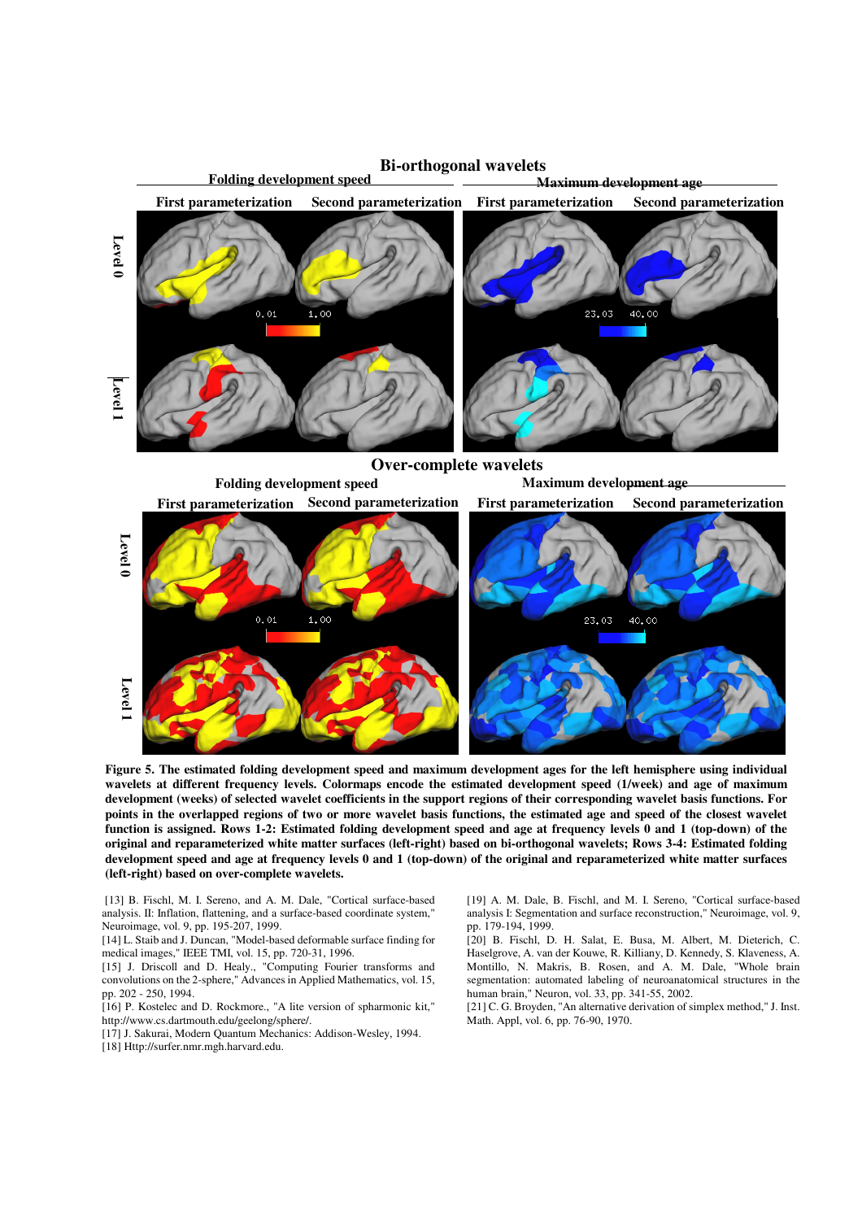Bi-orthogonal wavelets

Folding development speed

Maximum development age

First parameterization Second parameterization First parameterization Second parameterization

Level 0

Level 1

0.01 1.00

23.03 40.00

Over-complete wavelets

Folding development speed

Maximum development age

First parameterization Second parameterization First parameterization Second parameterization

Level 0

Level 1

0.01 1.00

23.03 40.00

**Figure 5. The estimated folding development speed and maximum development ages for the left hemisphere using individual wavelets at different frequency levels. Colormaps encode the estimated development speed (1/week) and age of maximum development (weeks) of selected wavelet coefficients in the support regions of their corresponding wavelet basis functions. For points in the overlapped regions of two or more wavelet basis functions, the estimated age and speed of the closest wavelet function is assigned. Rows 1-2: Estimated folding development speed and age at frequency levels 0 and 1 (top-down) of the original and reparameterized white matter surfaces (left-right) based on bi-orthogonal wavelets; Rows 3-4: Estimated folding development speed and age at frequency levels 0 and 1 (top-down) of the original and reparameterized white matter surfaces (left-right) based on over-complete wavelets.**

[13] B. Fischl, M. I. Sereno, and A. M. Dale, "Cortical surface-based analysis. II: Inflation, flattening, and a surface-based coordinate system," Neuroimage, vol. 9, pp. 195-207, 1999.

[14] L. Staib and J. Duncan, "Model-based deformable surface finding for medical images," IEEE TMI, vol. 15, pp. 720-31, 1996.

[15] J. Driscoll and D. Healy., "Computing Fourier transforms and convolutions on the 2-sphere," Advances in Applied Mathematics, vol. 15, pp. 202 - 250, 1994.

[16] P. Kostelec and D. Rockmore., "A lite version of spharmonic kit," http://www.cs.dartmouth.edu/geelong/sphere/.

[17] J. Sakurai, Modern Quantum Mechanics: Addison-Wesley, 1994.

[18] Http://surfer.nmr.mgh.harvard.edu.

[19] A. M. Dale, B. Fischl, and M. I. Sereno, "Cortical surface-based analysis I: Segmentation and surface reconstruction," Neuroimage, vol. 9, pp. 179-194, 1999.

[20] B. Fischl, D. H. Salat, E. Busa, M. Albert, M. Dieterich, C. Haselgrove, A. van der Kouwe, R. Killiany, D. Kennedy, S. Klaveness, A. Montillo, N. Makris, B. Rosen, and A. M. Dale, "Whole brain segmentation: automated labeling of neuroanatomical structures in the human brain," Neuron, vol. 33, pp. 341-55, 2002.

[21] C. G. Broyden, "An alternative derivation of simplex method," J. Inst. Math. Appl, vol. 6, pp. 76-90, 1970.